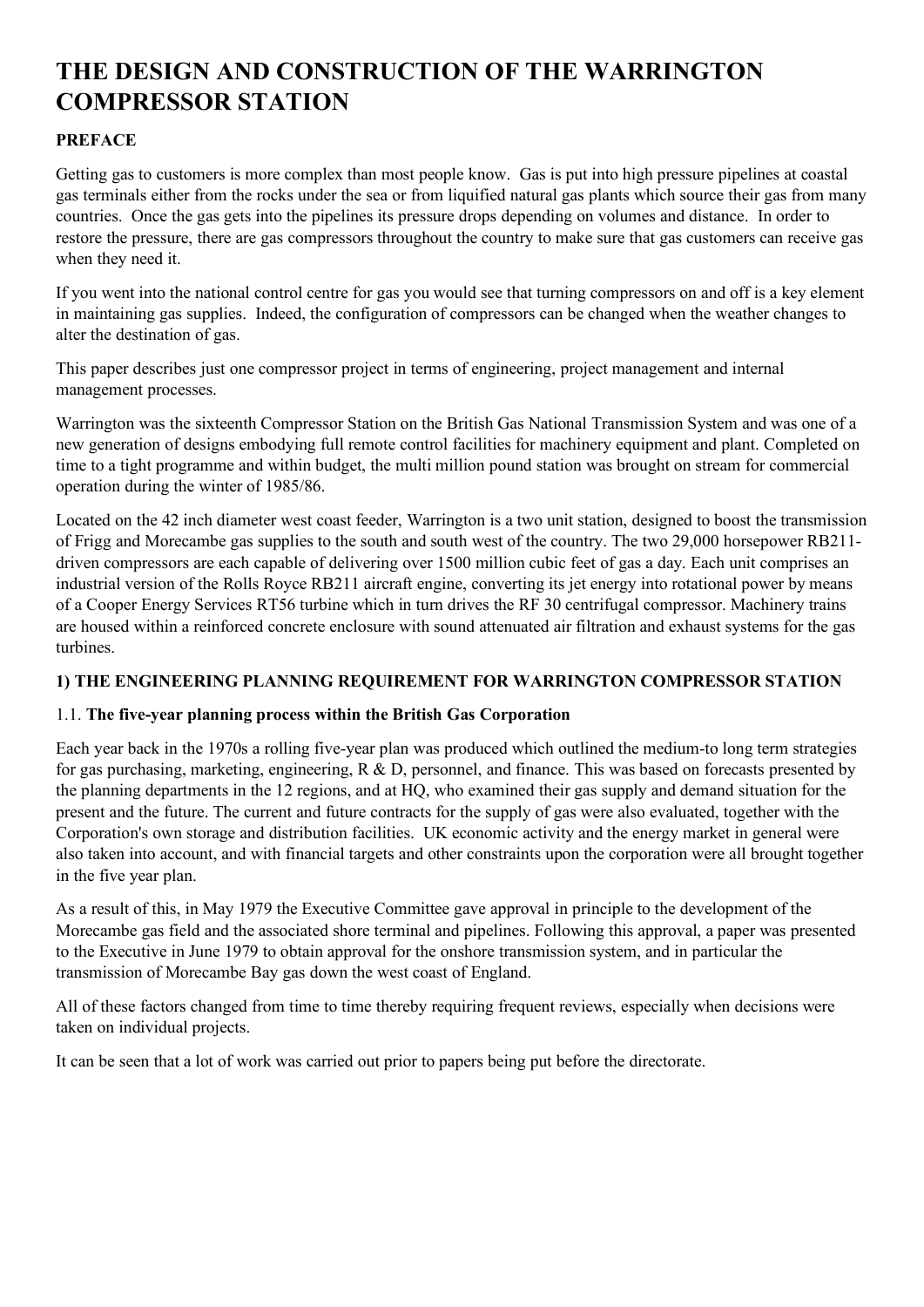# THE DESIGN AND CONSTRUCTION OF THE WARRINGTON COMPRESSOR STATION

## PREFACE

Getting gas to customers is more complex than most people know. Gas is put into high pressure pipelines at coastal gas terminals either from the rocks under the sea or from liquified natural gas plants which source their gas from many countries. Once the gas gets into the pipelines its pressure drops depending on volumes and distance. In order to restore the pressure, there are gas compressors throughout the country to make sure that gas customers can receive gas when they need it.

If you went into the national control centre for gas you would see that turning compressors on and off is a key element in maintaining gas supplies. Indeed, the configuration of compressors can be changed when the weather changes to alter the destination of gas.

This paper describes just one compressor project in terms of engineering, project management and internal management processes.

Warrington was the sixteenth Compressor Station on the British Gas National Transmission System and was one of a new generation of designs embodying full remote control facilities for machinery equipment and plant. Completed on time to a tight programme and within budget, the multi million pound station was brought on stream for commercial operation during the winter of 1985/86.

Located on the 42 inch diameter west coast feeder, Warrington is a two unit station, designed to boost the transmission of Frigg and Morecambe gas supplies to the south and south west of the country. The two 29,000 horsepower RB211-driven compressors are each capable of delivering over 1500 million cubic feet of gas a day. Each unit comprises an industrial version of the Rolls Royce RB211 aircraft engine, converting its jet energy into rotational power by means of a Cooper Energy Services RT56 turbine which in turn drives the RF 30 centrifugal compressor. Machinery trains are housed within a reinforced concrete enclosure with sound attenuated air filtration and exhaust systems for the gas turbines.

## 1) THE ENGINEERING PLANNING REQUIREMENT FOR WARRINGTON COMPRESSOR STATION

### 1.1. The five-year planning process within the British Gas Corporation

Each year back in the 1970s a rolling five-year plan was produced which outlined the medium-to long term strategies for gas purchasing, marketing, engineering, R & D, personnel, and finance. This was based on forecasts presented by the planning departments in the 12 regions, and at HQ, who examined their gas supply and demand situation for the present and the future. The current and future contracts for the supply of gas were also evaluated, together with the Corporation's own storage and distribution facilities. UK economic activity and the energy market in general were also taken into account, and with financial targets and other constraints upon the corporation were all brought together in the five year plan.

As a result of this, in May 1979 the Executive Committee gave approval in principle to the development of the Morecambe gas field and the associated shore terminal and pipelines. Following this approval, a paper was presented to the Executive in June 1979 to obtain approval for the onshore transmission system, and in particular the transmission of Morecambe Bay gas down the west coast of England.

All of these factors changed from time to time thereby requiring frequent reviews, especially when decisions were taken on individual projects.

It can be seen that a lot of work was carried out prior to papers being put before the directorate.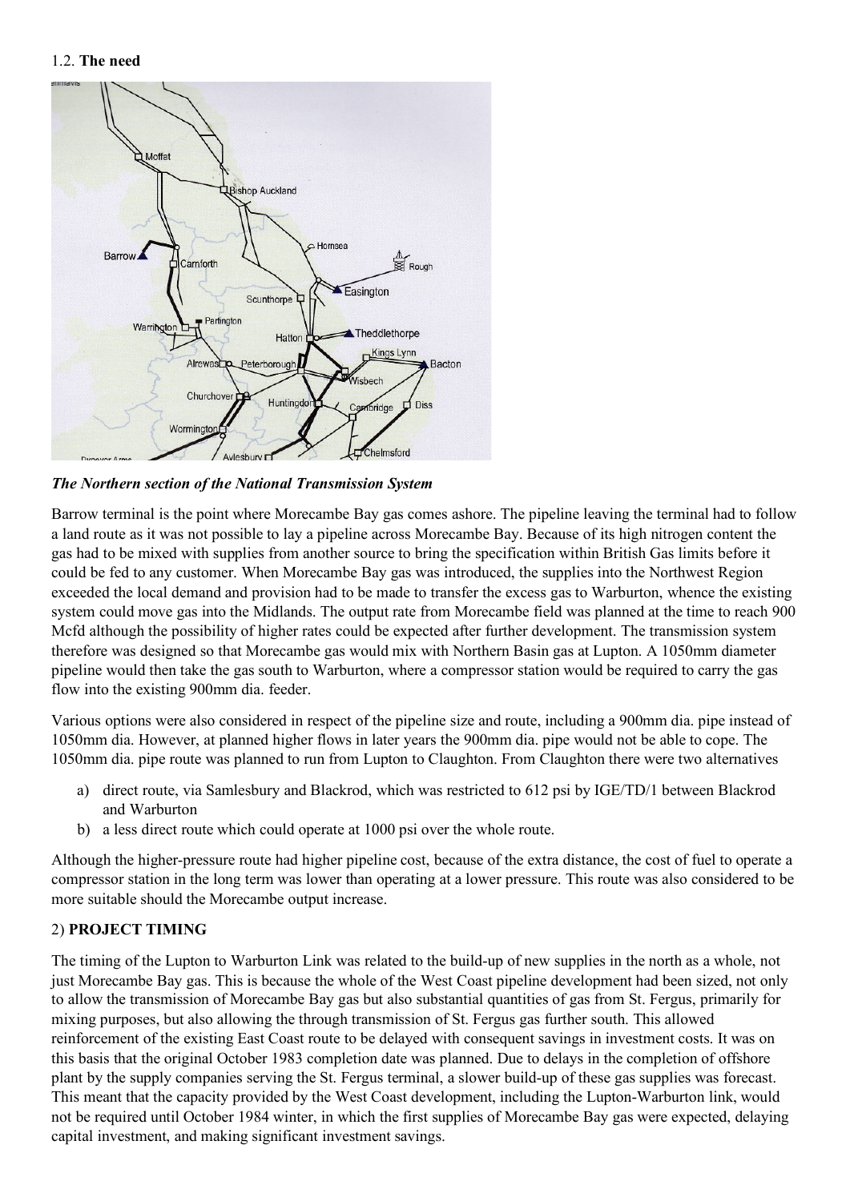1.2. **The need**

*The Northern section of the National Transmission System*

Barrow terminal is the point where Morecambe Bay gas comes ashore. The pipeline leaving the terminal had to follow a land route as it was not possible to lay a pipeline across Morecambe Bay. Because of its high nitrogen content the gas had to be mixed with supplies from another source to bring the specification within British Gas limits before it could be fed to any customer. When Morecambe Bay gas was introduced, the supplies into the Northwest Region exceeded the local demand and provision had to be made to transfer the excess gas to Warburton, whence the existing system could move gas into the Midlands. The output rate from Morecambe field was planned at the time to reach 900 Mcfd although the possibility of higher rates could be expected after further development. The transmission system therefore was designed so that Morecambe gas would mix with Northern Basin gas at Lupton. A 1050mm diameter pipeline would then take the gas south to Warburton, where a compressor station would be required to carry the gas flow into the existing 900mm dia. feeder.

Various options were also considered in respect of the pipeline size and route, including a 900mm dia. pipe instead of 1050mm dia. However, at planned higher flows in later years the 900mm dia. pipe would not be able to cope. The 1050mm dia. pipe route was planned to run from Lupton to Claughton. From Claughton there were two alternatives

a) direct route, via Samlesbury and Blackrod, which was restricted to 612 psi by IGE/TD/1 between Blackrod and Warburton
b) a less direct route which could operate at 1000 psi over the whole route.

Although the higher-pressure route had higher pipeline cost, because of the extra distance, the cost of fuel to operate a compressor station in the long term was lower than operating at a lower pressure. This route was also considered to be more suitable should the Morecambe output increase.

## 2) **PROJECT TIMING**

The timing of the Lupton to Warburton Link was related to the build-up of new supplies in the north as a whole, not just Morecambe Bay gas. This is because the whole of the West Coast pipeline development had been sized, not only to allow the transmission of Morecambe Bay gas but also substantial quantities of gas from St. Fergus, primarily for mixing purposes, but also allowing the through transmission of St. Fergus gas further south. This allowed reinforcement of the existing East Coast route to be delayed with consequent savings in investment costs. It was on this basis that the original October 1983 completion date was planned. Due to delays in the completion of offshore plant by the supply companies serving the St. Fergus terminal, a slower build-up of these gas supplies was forecast. This meant that the capacity provided by the West Coast development, including the Lupton-Warburton link, would not be required until October 1984 winter, in which the first supplies of Morecambe Bay gas were expected, delaying capital investment, and making significant investment savings.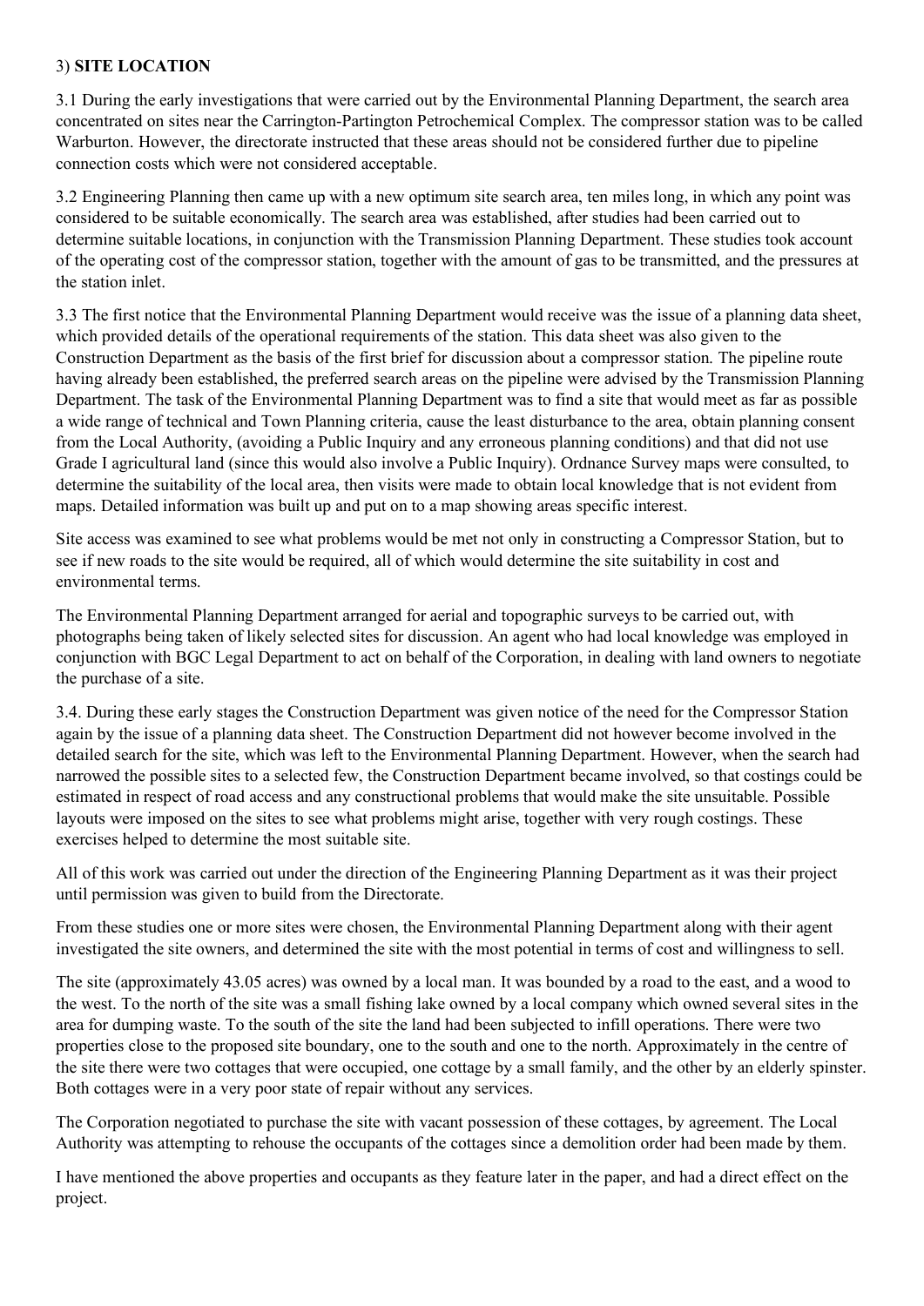### 3) **SITE LOCATION**

3.1 During the early investigations that were carried out by the Environmental Planning Department, the search area concentrated on sites near the Carrington-Partington Petrochemical Complex. The compressor station was to be called Warburton. However, the directorate instructed that these areas should not be considered further due to pipeline connection costs which were not considered acceptable.

3.2 Engineering Planning then came up with a new optimum site search area, ten miles long, in which any point was considered to be suitable economically. The search area was established, after studies had been carried out to determine suitable locations, in conjunction with the Transmission Planning Department. These studies took account of the operating cost of the compressor station, together with the amount of gas to be transmitted, and the pressures at the station inlet.

3.3 The first notice that the Environmental Planning Department would receive was the issue of a planning data sheet, which provided details of the operational requirements of the station. This data sheet was also given to the Construction Department as the basis of the first brief for discussion about a compressor station. The pipeline route having already been established, the preferred search areas on the pipeline were advised by the Transmission Planning Department. The task of the Environmental Planning Department was to find a site that would meet as far as possible a wide range of technical and Town Planning criteria, cause the least disturbance to the area, obtain planning consent from the Local Authority, (avoiding a Public Inquiry and any erroneous planning conditions) and that did not use Grade I agricultural land (since this would also involve a Public Inquiry). Ordnance Survey maps were consulted, to determine the suitability of the local area, then visits were made to obtain local knowledge that is not evident from maps. Detailed information was built up and put on to a map showing areas specific interest.

Site access was examined to see what problems would be met not only in constructing a Compressor Station, but to see if new roads to the site would be required, all of which would determine the site suitability in cost and environmental terms.

The Environmental Planning Department arranged for aerial and topographic surveys to be carried out, with photographs being taken of likely selected sites for discussion. An agent who had local knowledge was employed in conjunction with BGC Legal Department to act on behalf of the Corporation, in dealing with land owners to negotiate the purchase of a site.

3.4. During these early stages the Construction Department was given notice of the need for the Compressor Station again by the issue of a planning data sheet. The Construction Department did not however become involved in the detailed search for the site, which was left to the Environmental Planning Department. However, when the search had narrowed the possible sites to a selected few, the Construction Department became involved, so that costings could be estimated in respect of road access and any constructional problems that would make the site unsuitable. Possible layouts were imposed on the sites to see what problems might arise, together with very rough costings. These exercises helped to determine the most suitable site.

All of this work was carried out under the direction of the Engineering Planning Department as it was their project until permission was given to build from the Directorate.

From these studies one or more sites were chosen, the Environmental Planning Department along with their agent investigated the site owners, and determined the site with the most potential in terms of cost and willingness to sell.

The site (approximately 43.05 acres) was owned by a local man. It was bounded by a road to the east, and a wood to the west. To the north of the site was a small fishing lake owned by a local company which owned several sites in the area for dumping waste. To the south of the site the land had been subjected to infill operations. There were two properties close to the proposed site boundary, one to the south and one to the north. Approximately in the centre of the site there were two cottages that were occupied, one cottage by a small family, and the other by an elderly spinster. Both cottages were in a very poor state of repair without any services.

The Corporation negotiated to purchase the site with vacant possession of these cottages, by agreement. The Local Authority was attempting to rehouse the occupants of the cottages since a demolition order had been made by them.

I have mentioned the above properties and occupants as they feature later in the paper, and had a direct effect on the project.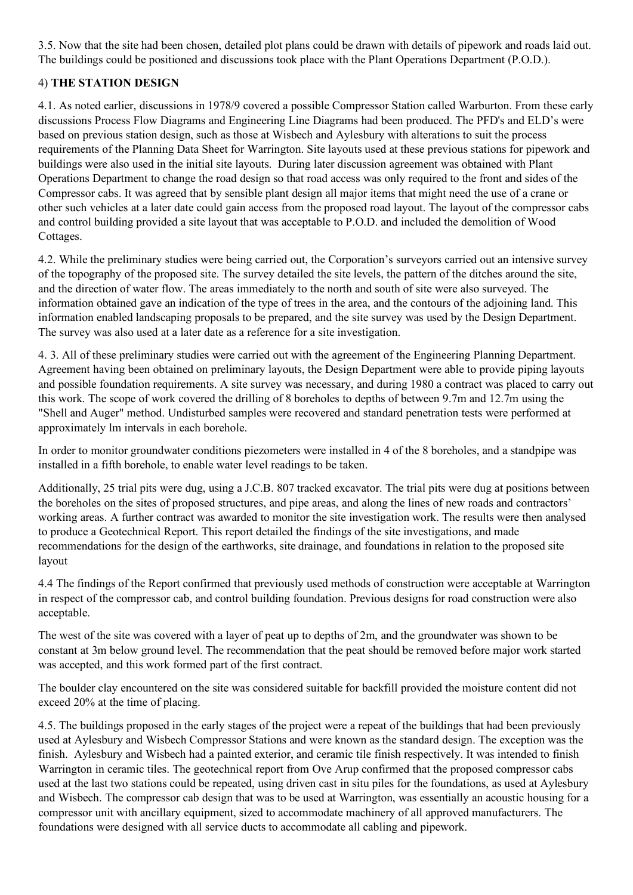3.5. Now that the site had been chosen, detailed plot plans could be drawn with details of pipework and roads laid out. The buildings could be positioned and discussions took place with the Plant Operations Department (P.O.D.).

## 4) THE STATION DESIGN

4.1. As noted earlier, discussions in 1978/9 covered a possible Compressor Station called Warburton. From these early discussions Process Flow Diagrams and Engineering Line Diagrams had been produced. The PFD's and ELD's were based on previous station design, such as those at Wisbech and Aylesbury with alterations to suit the process requirements of the Planning Data Sheet for Warrington. Site layouts used at these previous stations for pipework and buildings were also used in the initial site layouts. During later discussion agreement was obtained with Plant Operations Department to change the road design so that road access was only required to the front and sides of the Compressor cabs. It was agreed that by sensible plant design all major items that might need the use of a crane or other such vehicles at a later date could gain access from the proposed road layout. The layout of the compressor cabs and control building provided a site layout that was acceptable to P.O.D. and included the demolition of Wood Cottages.

4.2. While the preliminary studies were being carried out, the Corporation's surveyors carried out an intensive survey of the topography of the proposed site. The survey detailed the site levels, the pattern of the ditches around the site, and the direction of water flow. The areas immediately to the north and south of site were also surveyed. The information obtained gave an indication of the type of trees in the area, and the contours of the adjoining land. This information enabled landscaping proposals to be prepared, and the site survey was used by the Design Department. The survey was also used at a later date as a reference for a site investigation.

4. 3. All of these preliminary studies were carried out with the agreement of the Engineering Planning Department. Agreement having been obtained on preliminary layouts, the Design Department were able to provide piping layouts and possible foundation requirements. A site survey was necessary, and during 1980 a contract was placed to carry out this work. The scope of work covered the drilling of 8 boreholes to depths of between 9.7m and 12.7m using the "Shell and Auger" method. Undisturbed samples were recovered and standard penetration tests were performed at approximately lm intervals in each borehole.

In order to monitor groundwater conditions piezometers were installed in 4 of the 8 boreholes, and a standpipe was installed in a fifth borehole, to enable water level readings to be taken.

Additionally, 25 trial pits were dug, using a J.C.B. 807 tracked excavator. The trial pits were dug at positions between the boreholes on the sites of proposed structures, and pipe areas, and along the lines of new roads and contractors' working areas. A further contract was awarded to monitor the site investigation work. The results were then analysed to produce a Geotechnical Report. This report detailed the findings of the site investigations, and made recommendations for the design of the earthworks, site drainage, and foundations in relation to the proposed site layout

4.4 The findings of the Report confirmed that previously used methods of construction were acceptable at Warrington in respect of the compressor cab, and control building foundation. Previous designs for road construction were also acceptable.

The west of the site was covered with a layer of peat up to depths of 2m, and the groundwater was shown to be constant at 3m below ground level. The recommendation that the peat should be removed before major work started was accepted, and this work formed part of the first contract.

The boulder clay encountered on the site was considered suitable for backfill provided the moisture content did not exceed 20% at the time of placing.

4.5. The buildings proposed in the early stages of the project were a repeat of the buildings that had been previously used at Aylesbury and Wisbech Compressor Stations and were known as the standard design. The exception was the finish. Aylesbury and Wisbech had a painted exterior, and ceramic tile finish respectively. It was intended to finish Warrington in ceramic tiles. The geotechnical report from Ove Arup confirmed that the proposed compressor cabs used at the last two stations could be repeated, using driven cast in situ piles for the foundations, as used at Aylesbury and Wisbech. The compressor cab design that was to be used at Warrington, was essentially an acoustic housing for a compressor unit with ancillary equipment, sized to accommodate machinery of all approved manufacturers. The foundations were designed with all service ducts to accommodate all cabling and pipework.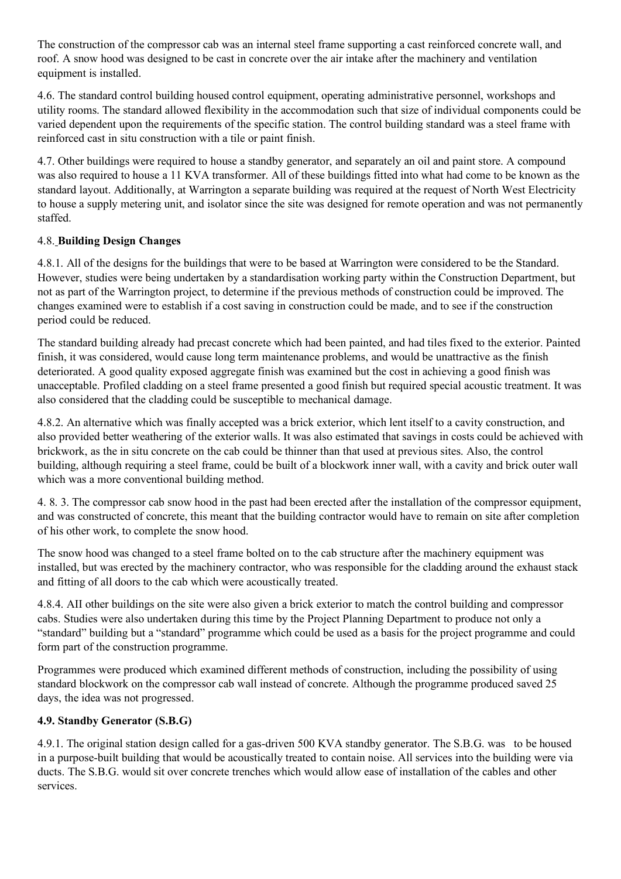The construction of the compressor cab was an internal steel frame supporting a cast reinforced concrete wall, and roof. A snow hood was designed to be cast in concrete over the air intake after the machinery and ventilation equipment is installed.

4.6. The standard control building housed control equipment, operating administrative personnel, workshops and utility rooms. The standard allowed flexibility in the accommodation such that size of individual components could be varied dependent upon the requirements of the specific station. The control building standard was a steel frame with reinforced cast in situ construction with a tile or paint finish.

4.7. Other buildings were required to house a standby generator, and separately an oil and paint store. A compound was also required to house a 11 KVA transformer. All of these buildings fitted into what had come to be known as the standard layout. Additionally, at Warrington a separate building was required at the request of North West Electricity to house a supply metering unit, and isolator since the site was designed for remote operation and was not permanently staffed.

### 4.8. Building Design Changes

4.8.1. All of the designs for the buildings that were to be based at Warrington were considered to be the Standard. However, studies were being undertaken by a standardisation working party within the Construction Department, but not as part of the Warrington project, to determine if the previous methods of construction could be improved. The changes examined were to establish if a cost saving in construction could be made, and to see if the construction period could be reduced.

The standard building already had precast concrete which had been painted, and had tiles fixed to the exterior. Painted finish, it was considered, would cause long term maintenance problems, and would be unattractive as the finish deteriorated. A good quality exposed aggregate finish was examined but the cost in achieving a good finish was unacceptable. Profiled cladding on a steel frame presented a good finish but required special acoustic treatment. It was also considered that the cladding could be susceptible to mechanical damage.

4.8.2. An alternative which was finally accepted was a brick exterior, which lent itself to a cavity construction, and also provided better weathering of the exterior walls. It was also estimated that savings in costs could be achieved with brickwork, as the in situ concrete on the cab could be thinner than that used at previous sites. Also, the control building, although requiring a steel frame, could be built of a blockwork inner wall, with a cavity and brick outer wall which was a more conventional building method.

4. 8. 3. The compressor cab snow hood in the past had been erected after the installation of the compressor equipment, and was constructed of concrete, this meant that the building contractor would have to remain on site after completion of his other work, to complete the snow hood.

The snow hood was changed to a steel frame bolted on to the cab structure after the machinery equipment was installed, but was erected by the machinery contractor, who was responsible for the cladding around the exhaust stack and fitting of all doors to the cab which were acoustically treated.

4.8.4. AII other buildings on the site were also given a brick exterior to match the control building and compressor cabs. Studies were also undertaken during this time by the Project Planning Department to produce not only a "standard" building but a "standard" programme which could be used as a basis for the project programme and could form part of the construction programme.

Programmes were produced which examined different methods of construction, including the possibility of using standard blockwork on the compressor cab wall instead of concrete. Although the programme produced saved 25 days, the idea was not progressed.

### 4.9. Standby Generator (S.B.G)

4.9.1. The original station design called for a gas-driven 500 KVA standby generator. The S.B.G. was to be housed in a purpose-built building that would be acoustically treated to contain noise. All services into the building were via ducts. The S.B.G. would sit over concrete trenches which would allow ease of installation of the cables and other services.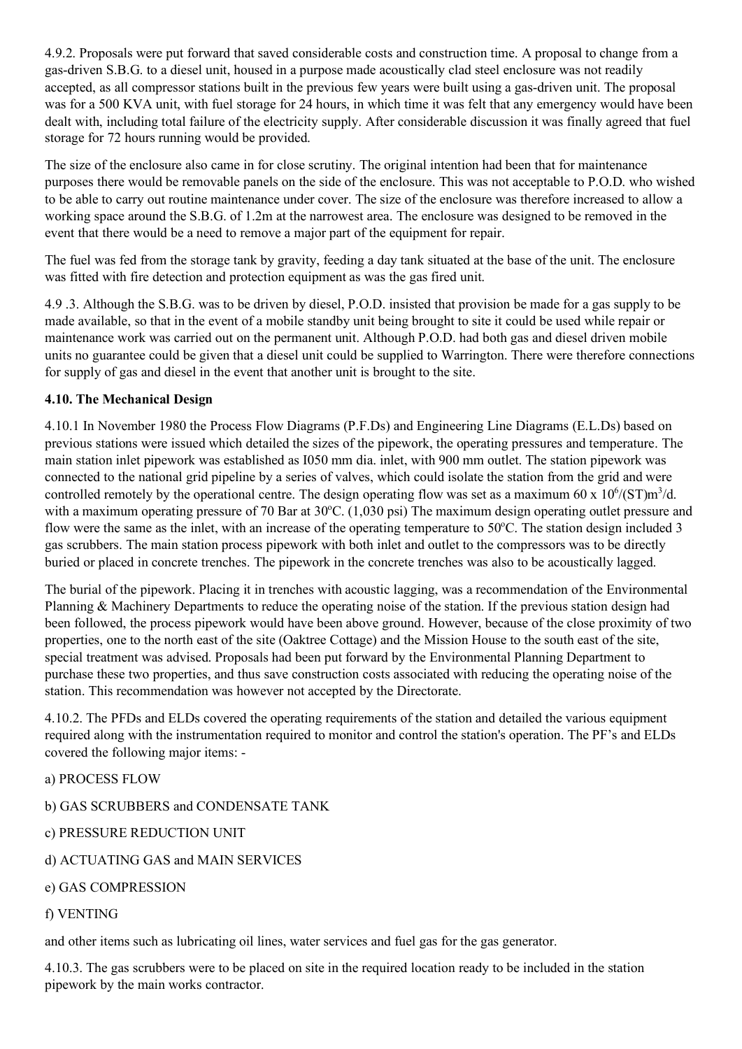4.9.2. Proposals were put forward that saved considerable costs and construction time. A proposal to change from a gas-driven S.B.G. to a diesel unit, housed in a purpose made acoustically clad steel enclosure was not readily accepted, as all compressor stations built in the previous few years were built using a gas-driven unit. The proposal was for a 500 KVA unit, with fuel storage for 24 hours, in which time it was felt that any emergency would have been dealt with, including total failure of the electricity supply. After considerable discussion it was finally agreed that fuel storage for 72 hours running would be provided.

The size of the enclosure also came in for close scrutiny. The original intention had been that for maintenance purposes there would be removable panels on the side of the enclosure. This was not acceptable to P.O.D. who wished to be able to carry out routine maintenance under cover. The size of the enclosure was therefore increased to allow a working space around the S.B.G. of 1.2m at the narrowest area. The enclosure was designed to be removed in the event that there would be a need to remove a major part of the equipment for repair.

The fuel was fed from the storage tank by gravity, feeding a day tank situated at the base of the unit. The enclosure was fitted with fire detection and protection equipment as was the gas fired unit.

4.9 .3. Although the S.B.G. was to be driven by diesel, P.O.D. insisted that provision be made for a gas supply to be made available, so that in the event of a mobile standby unit being brought to site it could be used while repair or maintenance work was carried out on the permanent unit. Although P.O.D. had both gas and diesel driven mobile units no guarantee could be given that a diesel unit could be supplied to Warrington. There were therefore connections for supply of gas and diesel in the event that another unit is brought to the site.

**4.10. The Mechanical Design**

4.10.1 In November 1980 the Process Flow Diagrams (P.F.Ds) and Engineering Line Diagrams (E.L.Ds) based on previous stations were issued which detailed the sizes of the pipework, the operating pressures and temperature. The main station inlet pipework was established as I050 mm dia. inlet, with 900 mm outlet. The station pipework was connected to the national grid pipeline by a series of valves, which could isolate the station from the grid and were controlled remotely by the operational centre. The design operating flow was set as a maximum 60 x $10^6$/(ST)$m^3$/d. with a maximum operating pressure of 70 Bar at 30°C. (1,030 psi) The maximum design operating outlet pressure and flow were the same as the inlet, with an increase of the operating temperature to 50°C. The station design included 3 gas scrubbers. The main station process pipework with both inlet and outlet to the compressors was to be directly buried or placed in concrete trenches. The pipework in the concrete trenches was also to be acoustically lagged.

The burial of the pipework. Placing it in trenches with acoustic lagging, was a recommendation of the Environmental Planning & Machinery Departments to reduce the operating noise of the station. If the previous station design had been followed, the process pipework would have been above ground. However, because of the close proximity of two properties, one to the north east of the site (Oaktree Cottage) and the Mission House to the south east of the site, special treatment was advised. Proposals had been put forward by the Environmental Planning Department to purchase these two properties, and thus save construction costs associated with reducing the operating noise of the station. This recommendation was however not accepted by the Directorate.

4.10.2. The PFDs and ELDs covered the operating requirements of the station and detailed the various equipment required along with the instrumentation required to monitor and control the station's operation. The PF's and ELDs covered the following major items: -

a) PROCESS FLOW

b) GAS SCRUBBERS and CONDENSATE TANK

c) PRESSURE REDUCTION UNIT

d) ACTUATING GAS and MAIN SERVICES

e) GAS COMPRESSION

f) VENTING

and other items such as lubricating oil lines, water services and fuel gas for the gas generator.

4.10.3. The gas scrubbers were to be placed on site in the required location ready to be included in the station pipework by the main works contractor.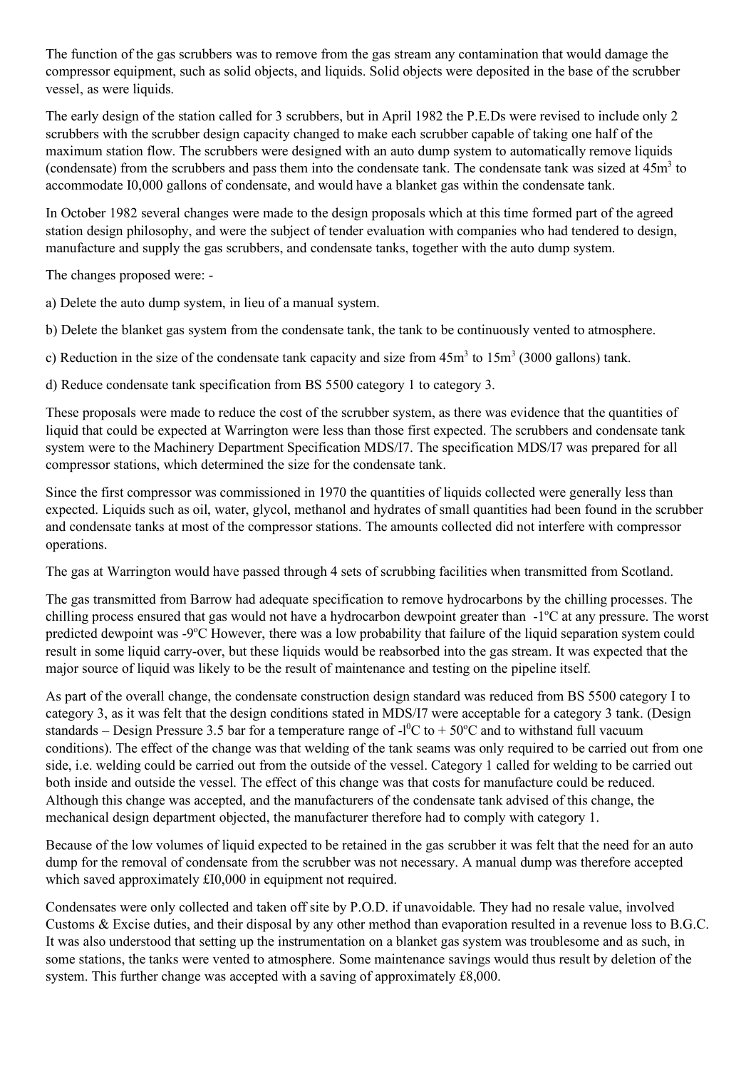The function of the gas scrubbers was to remove from the gas stream any contamination that would damage the compressor equipment, such as solid objects, and liquids. Solid objects were deposited in the base of the scrubber vessel, as were liquids.

The early design of the station called for 3 scrubbers, but in April 1982 the P.E.Ds were revised to include only 2 scrubbers with the scrubber design capacity changed to make each scrubber capable of taking one half of the maximum station flow. The scrubbers were designed with an auto dump system to automatically remove liquids (condensate) from the scrubbers and pass them into the condensate tank. The condensate tank was sized at 45m$^3$ to accommodate I0,000 gallons of condensate, and would have a blanket gas within the condensate tank.

In October 1982 several changes were made to the design proposals which at this time formed part of the agreed station design philosophy, and were the subject of tender evaluation with companies who had tendered to design, manufacture and supply the gas scrubbers, and condensate tanks, together with the auto dump system.

The changes proposed were: -

a) Delete the auto dump system, in lieu of a manual system.

b) Delete the blanket gas system from the condensate tank, the tank to be continuously vented to atmosphere.

c) Reduction in the size of the condensate tank capacity and size from 45m$^3$ to 15m$^3$ (3000 gallons) tank.

d) Reduce condensate tank specification from BS 5500 category 1 to category 3.

These proposals were made to reduce the cost of the scrubber system, as there was evidence that the quantities of liquid that could be expected at Warrington were less than those first expected. The scrubbers and condensate tank system were to the Machinery Department Specification MDS/I7. The specification MDS/I7 was prepared for all compressor stations, which determined the size for the condensate tank.

Since the first compressor was commissioned in 1970 the quantities of liquids collected were generally less than expected. Liquids such as oil, water, glycol, methanol and hydrates of small quantities had been found in the scrubber and condensate tanks at most of the compressor stations. The amounts collected did not interfere with compressor operations.

The gas at Warrington would have passed through 4 sets of scrubbing facilities when transmitted from Scotland.

The gas transmitted from Barrow had adequate specification to remove hydrocarbons by the chilling processes. The chilling process ensured that gas would not have a hydrocarbon dewpoint greater than -1°C at any pressure. The worst predicted dewpoint was -9°C However, there was a low probability that failure of the liquid separation system could result in some liquid carry-over, but these liquids would be reabsorbed into the gas stream. It was expected that the major source of liquid was likely to be the result of maintenance and testing on the pipeline itself.

As part of the overall change, the condensate construction design standard was reduced from BS 5500 category I to category 3, as it was felt that the design conditions stated in MDS/I7 were acceptable for a category 3 tank. (Design standards – Design Pressure 3.5 bar for a temperature range of -l°C to + 50°C and to withstand full vacuum conditions). The effect of the change was that welding of the tank seams was only required to be carried out from one side, i.e. welding could be carried out from the outside of the vessel. Category 1 called for welding to be carried out both inside and outside the vessel. The effect of this change was that costs for manufacture could be reduced. Although this change was accepted, and the manufacturers of the condensate tank advised of this change, the mechanical design department objected, the manufacturer therefore had to comply with category 1.

Because of the low volumes of liquid expected to be retained in the gas scrubber it was felt that the need for an auto dump for the removal of condensate from the scrubber was not necessary. A manual dump was therefore accepted which saved approximately £I0,000 in equipment not required.

Condensates were only collected and taken off site by P.O.D. if unavoidable. They had no resale value, involved Customs & Excise duties, and their disposal by any other method than evaporation resulted in a revenue loss to B.G.C. It was also understood that setting up the instrumentation on a blanket gas system was troublesome and as such, in some stations, the tanks were vented to atmosphere. Some maintenance savings would thus result by deletion of the system. This further change was accepted with a saving of approximately £8,000.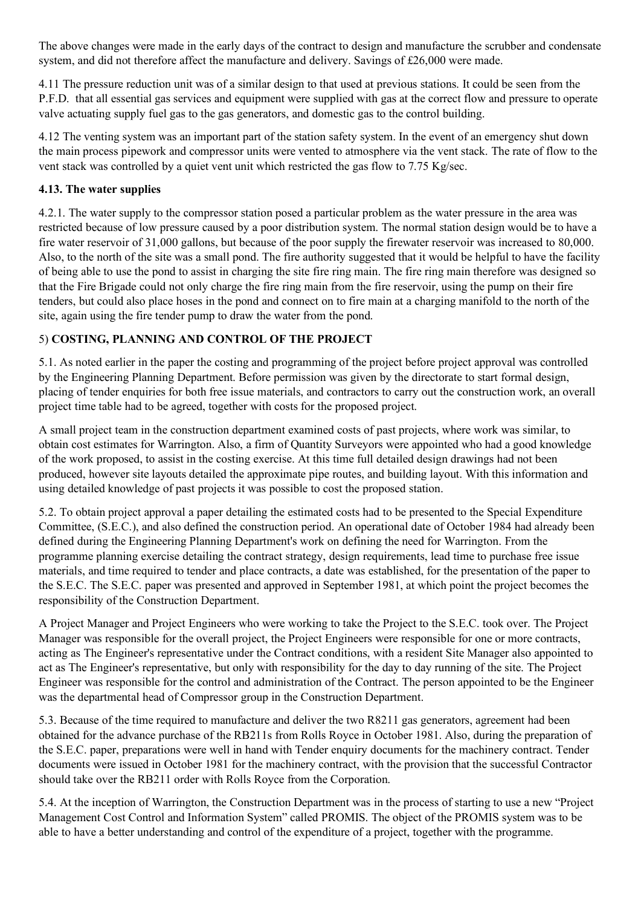The above changes were made in the early days of the contract to design and manufacture the scrubber and condensate system, and did not therefore affect the manufacture and delivery. Savings of £26,000 were made.

4.11 The pressure reduction unit was of a similar design to that used at previous stations. It could be seen from the P.F.D. that all essential gas services and equipment were supplied with gas at the correct flow and pressure to operate valve actuating supply fuel gas to the gas generators, and domestic gas to the control building.

4.12 The venting system was an important part of the station safety system. In the event of an emergency shut down the main process pipework and compressor units were vented to atmosphere via the vent stack. The rate of flow to the vent stack was controlled by a quiet vent unit which restricted the gas flow to 7.75 Kg/sec.

**4.13. The water supplies**

4.2.1. The water supply to the compressor station posed a particular problem as the water pressure in the area was restricted because of low pressure caused by a poor distribution system. The normal station design would be to have a fire water reservoir of 31,000 gallons, but because of the poor supply the firewater reservoir was increased to 80,000. Also, to the north of the site was a small pond. The fire authority suggested that it would be helpful to have the facility of being able to use the pond to assist in charging the site fire ring main. The fire ring main therefore was designed so that the Fire Brigade could not only charge the fire ring main from the fire reservoir, using the pump on their fire tenders, but could also place hoses in the pond and connect on to fire main at a charging manifold to the north of the site, again using the fire tender pump to draw the water from the pond.

## 5) COSTING, PLANNING AND CONTROL OF THE PROJECT

5.1. As noted earlier in the paper the costing and programming of the project before project approval was controlled by the Engineering Planning Department. Before permission was given by the directorate to start formal design, placing of tender enquiries for both free issue materials, and contractors to carry out the construction work, an overall project time table had to be agreed, together with costs for the proposed project.

A small project team in the construction department examined costs of past projects, where work was similar, to obtain cost estimates for Warrington. Also, a firm of Quantity Surveyors were appointed who had a good knowledge of the work proposed, to assist in the costing exercise. At this time full detailed design drawings had not been produced, however site layouts detailed the approximate pipe routes, and building layout. With this information and using detailed knowledge of past projects it was possible to cost the proposed station.

5.2. To obtain project approval a paper detailing the estimated costs had to be presented to the Special Expenditure Committee, (S.E.C.), and also defined the construction period. An operational date of October 1984 had already been defined during the Engineering Planning Department's work on defining the need for Warrington. From the programme planning exercise detailing the contract strategy, design requirements, lead time to purchase free issue materials, and time required to tender and place contracts, a date was established, for the presentation of the paper to the S.E.C. The S.E.C. paper was presented and approved in September 1981, at which point the project becomes the responsibility of the Construction Department.

A Project Manager and Project Engineers who were working to take the Project to the S.E.C. took over. The Project Manager was responsible for the overall project, the Project Engineers were responsible for one or more contracts, acting as The Engineer's representative under the Contract conditions, with a resident Site Manager also appointed to act as The Engineer's representative, but only with responsibility for the day to day running of the site. The Project Engineer was responsible for the control and administration of the Contract. The person appointed to be the Engineer was the departmental head of Compressor group in the Construction Department.

5.3. Because of the time required to manufacture and deliver the two R8211 gas generators, agreement had been obtained for the advance purchase of the RB211s from Rolls Royce in October 1981. Also, during the preparation of the S.E.C. paper, preparations were well in hand with Tender enquiry documents for the machinery contract. Tender documents were issued in October 1981 for the machinery contract, with the provision that the successful Contractor should take over the RB211 order with Rolls Royce from the Corporation.

5.4. At the inception of Warrington, the Construction Department was in the process of starting to use a new "Project Management Cost Control and Information System" called PROMIS. The object of the PROMIS system was to be able to have a better understanding and control of the expenditure of a project, together with the programme.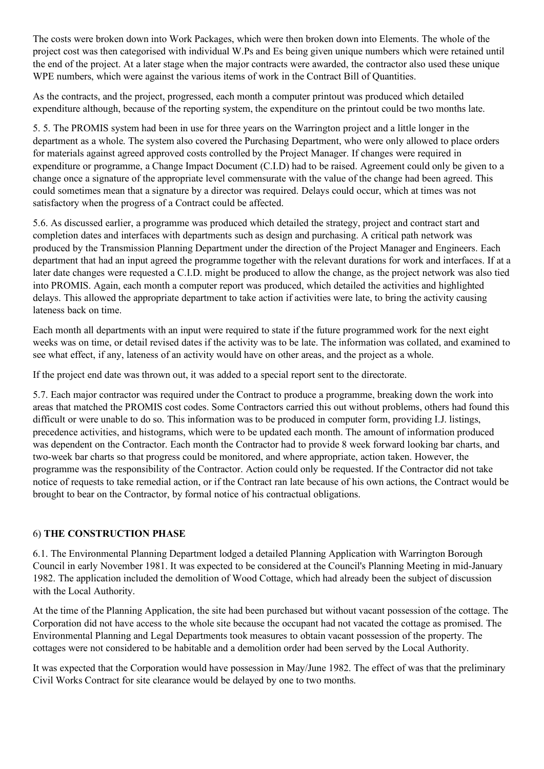The costs were broken down into Work Packages, which were then broken down into Elements. The whole of the project cost was then categorised with individual W.Ps and Es being given unique numbers which were retained until the end of the project. At a later stage when the major contracts were awarded, the contractor also used these unique WPE numbers, which were against the various items of work in the Contract Bill of Quantities.

As the contracts, and the project, progressed, each month a computer printout was produced which detailed expenditure although, because of the reporting system, the expenditure on the printout could be two months late.

5. 5. The PROMIS system had been in use for three years on the Warrington project and a little longer in the department as a whole. The system also covered the Purchasing Department, who were only allowed to place orders for materials against agreed approved costs controlled by the Project Manager. If changes were required in expenditure or programme, a Change Impact Document (C.I.D) had to be raised. Agreement could only be given to a change once a signature of the appropriate level commensurate with the value of the change had been agreed. This could sometimes mean that a signature by a director was required. Delays could occur, which at times was not satisfactory when the progress of a Contract could be affected.

5.6. As discussed earlier, a programme was produced which detailed the strategy, project and contract start and completion dates and interfaces with departments such as design and purchasing. A critical path network was produced by the Transmission Planning Department under the direction of the Project Manager and Engineers. Each department that had an input agreed the programme together with the relevant durations for work and interfaces. If at a later date changes were requested a C.I.D. might be produced to allow the change, as the project network was also tied into PROMIS. Again, each month a computer report was produced, which detailed the activities and highlighted delays. This allowed the appropriate department to take action if activities were late, to bring the activity causing lateness back on time.

Each month all departments with an input were required to state if the future programmed work for the next eight weeks was on time, or detail revised dates if the activity was to be late. The information was collated, and examined to see what effect, if any, lateness of an activity would have on other areas, and the project as a whole.

If the project end date was thrown out, it was added to a special report sent to the directorate.

5.7. Each major contractor was required under the Contract to produce a programme, breaking down the work into areas that matched the PROMIS cost codes. Some Contractors carried this out without problems, others had found this difficult or were unable to do so. This information was to be produced in computer form, providing I.J. listings, precedence activities, and histograms, which were to be updated each month. The amount of information produced was dependent on the Contractor. Each month the Contractor had to provide 8 week forward looking bar charts, and two-week bar charts so that progress could be monitored, and where appropriate, action taken. However, the programme was the responsibility of the Contractor. Action could only be requested. If the Contractor did not take notice of requests to take remedial action, or if the Contract ran late because of his own actions, the Contract would be brought to bear on the Contractor, by formal notice of his contractual obligations.

## 6) **THE CONSTRUCTION PHASE**

6.1. The Environmental Planning Department lodged a detailed Planning Application with Warrington Borough Council in early November 1981. It was expected to be considered at the Council's Planning Meeting in mid-January 1982. The application included the demolition of Wood Cottage, which had already been the subject of discussion with the Local Authority.

At the time of the Planning Application, the site had been purchased but without vacant possession of the cottage. The Corporation did not have access to the whole site because the occupant had not vacated the cottage as promised. The Environmental Planning and Legal Departments took measures to obtain vacant possession of the property. The cottages were not considered to be habitable and a demolition order had been served by the Local Authority.

It was expected that the Corporation would have possession in May/June 1982. The effect of was that the preliminary Civil Works Contract for site clearance would be delayed by one to two months.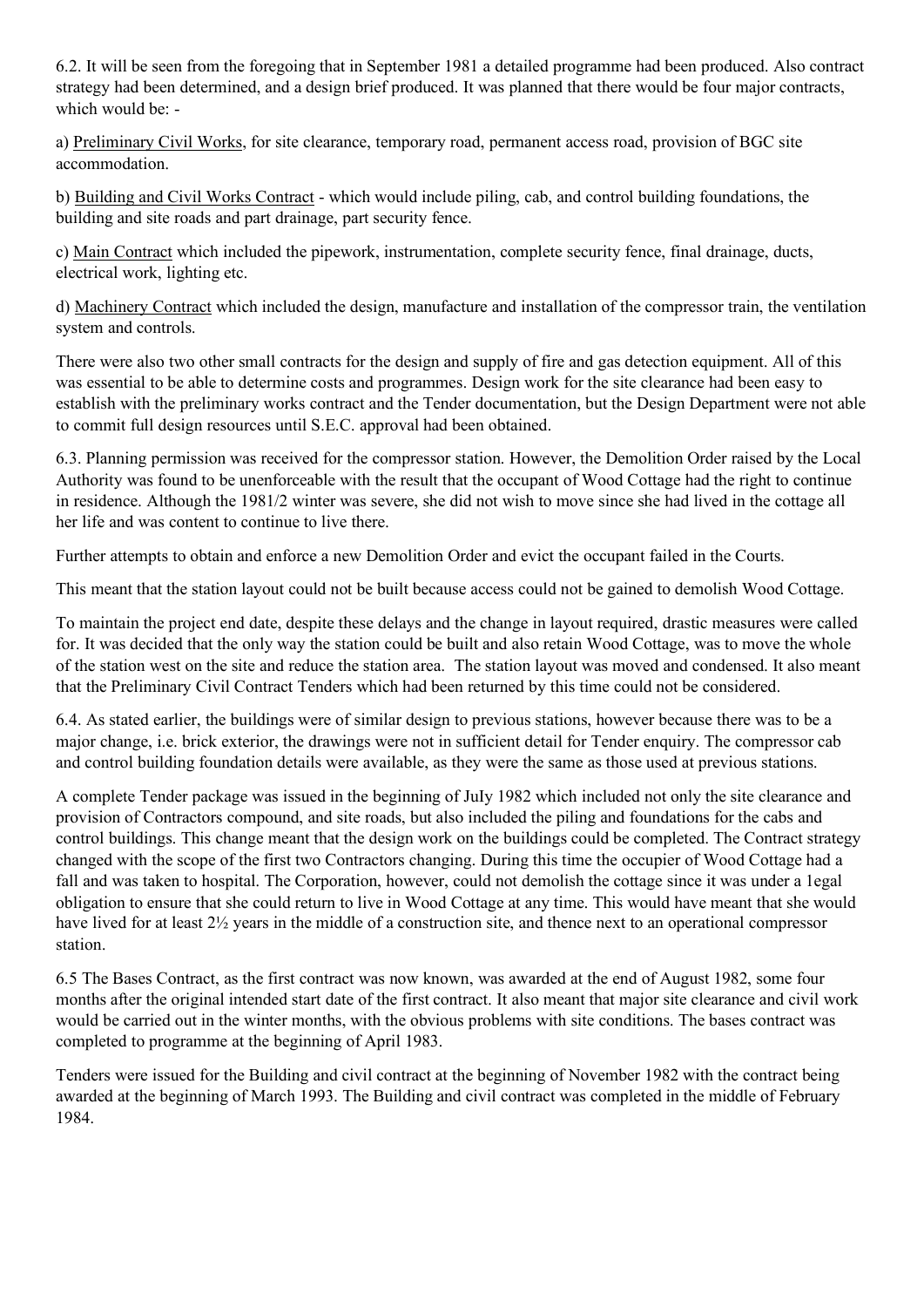6.2. It will be seen from the foregoing that in September 1981 a detailed programme had been produced. Also contract strategy had been determined, and a design brief produced. It was planned that there would be four major contracts, which would be: -

a) Preliminary Civil Works, for site clearance, temporary road, permanent access road, provision of BGC site accommodation.

b) Building and Civil Works Contract - which would include piling, cab, and control building foundations, the building and site roads and part drainage, part security fence.

c) Main Contract which included the pipework, instrumentation, complete security fence, final drainage, ducts, electrical work, lighting etc.

d) Machinery Contract which included the design, manufacture and installation of the compressor train, the ventilation system and controls.

There were also two other small contracts for the design and supply of fire and gas detection equipment. All of this was essential to be able to determine costs and programmes. Design work for the site clearance had been easy to establish with the preliminary works contract and the Tender documentation, but the Design Department were not able to commit full design resources until S.E.C. approval had been obtained.

6.3. Planning permission was received for the compressor station. However, the Demolition Order raised by the Local Authority was found to be unenforceable with the result that the occupant of Wood Cottage had the right to continue in residence. Although the 1981/2 winter was severe, she did not wish to move since she had lived in the cottage all her life and was content to continue to live there.

Further attempts to obtain and enforce a new Demolition Order and evict the occupant failed in the Courts.

This meant that the station layout could not be built because access could not be gained to demolish Wood Cottage.

To maintain the project end date, despite these delays and the change in layout required, drastic measures were called for. It was decided that the only way the station could be built and also retain Wood Cottage, was to move the whole of the station west on the site and reduce the station area. The station layout was moved and condensed. It also meant that the Preliminary Civil Contract Tenders which had been returned by this time could not be considered.

6.4. As stated earlier, the buildings were of similar design to previous stations, however because there was to be a major change, i.e. brick exterior, the drawings were not in sufficient detail for Tender enquiry. The compressor cab and control building foundation details were available, as they were the same as those used at previous stations.

A complete Tender package was issued in the beginning of July 1982 which included not only the site clearance and provision of Contractors compound, and site roads, but also included the piling and foundations for the cabs and control buildings. This change meant that the design work on the buildings could be completed. The Contract strategy changed with the scope of the first two Contractors changing. During this time the occupier of Wood Cottage had a fall and was taken to hospital. The Corporation, however, could not demolish the cottage since it was under a legal obligation to ensure that she could return to live in Wood Cottage at any time. This would have meant that she would have lived for at least 2½ years in the middle of a construction site, and thence next to an operational compressor station.

6.5 The Bases Contract, as the first contract was now known, was awarded at the end of August 1982, some four months after the original intended start date of the first contract. It also meant that major site clearance and civil work would be carried out in the winter months, with the obvious problems with site conditions. The bases contract was completed to programme at the beginning of April 1983.

Tenders were issued for the Building and civil contract at the beginning of November 1982 with the contract being awarded at the beginning of March 1993. The Building and civil contract was completed in the middle of February 1984.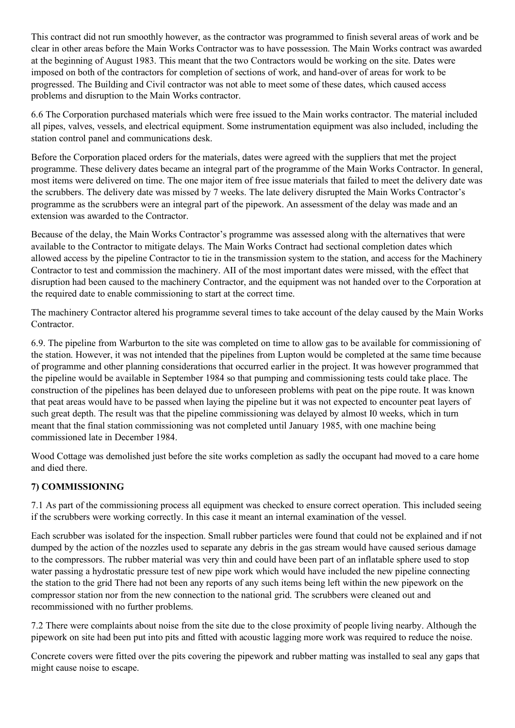This contract did not run smoothly however, as the contractor was programmed to finish several areas of work and be clear in other areas before the Main Works Contractor was to have possession. The Main Works contract was awarded at the beginning of August 1983. This meant that the two Contractors would be working on the site. Dates were imposed on both of the contractors for completion of sections of work, and hand-over of areas for work to be progressed. The Building and Civil contractor was not able to meet some of these dates, which caused access problems and disruption to the Main Works contractor.

6.6 The Corporation purchased materials which were free issued to the Main works contractor. The material included all pipes, valves, vessels, and electrical equipment. Some instrumentation equipment was also included, including the station control panel and communications desk.

Before the Corporation placed orders for the materials, dates were agreed with the suppliers that met the project programme. These delivery dates became an integral part of the programme of the Main Works Contractor. In general, most items were delivered on time. The one major item of free issue materials that failed to meet the delivery date was the scrubbers. The delivery date was missed by 7 weeks. The late delivery disrupted the Main Works Contractor's programme as the scrubbers were an integral part of the pipework. An assessment of the delay was made and an extension was awarded to the Contractor.

Because of the delay, the Main Works Contractor's programme was assessed along with the alternatives that were available to the Contractor to mitigate delays. The Main Works Contract had sectional completion dates which allowed access by the pipeline Contractor to tie in the transmission system to the station, and access for the Machinery Contractor to test and commission the machinery. AII of the most important dates were missed, with the effect that disruption had been caused to the machinery Contractor, and the equipment was not handed over to the Corporation at the required date to enable commissioning to start at the correct time.

The machinery Contractor altered his programme several times to take account of the delay caused by the Main Works Contractor.

6.9. The pipeline from Warburton to the site was completed on time to allow gas to be available for commissioning of the station. However, it was not intended that the pipelines from Lupton would be completed at the same time because of programme and other planning considerations that occurred earlier in the project. It was however programmed that the pipeline would be available in September 1984 so that pumping and commissioning tests could take place. The construction of the pipelines has been delayed due to unforeseen problems with peat on the pipe route. It was known that peat areas would have to be passed when laying the pipeline but it was not expected to encounter peat layers of such great depth. The result was that the pipeline commissioning was delayed by almost I0 weeks, which in turn meant that the final station commissioning was not completed until January 1985, with one machine being commissioned late in December 1984.

Wood Cottage was demolished just before the site works completion as sadly the occupant had moved to a care home and died there.

## 7) COMMISSIONING

7.1 As part of the commissioning process all equipment was checked to ensure correct operation. This included seeing if the scrubbers were working correctly. In this case it meant an internal examination of the vessel.

Each scrubber was isolated for the inspection. Small rubber particles were found that could not be explained and if not dumped by the action of the nozzles used to separate any debris in the gas stream would have caused serious damage to the compressors. The rubber material was very thin and could have been part of an inflatable sphere used to stop water passing a hydrostatic pressure test of new pipe work which would have included the new pipeline connecting the station to the grid There had not been any reports of any such items being left within the new pipework on the compressor station nor from the new connection to the national grid. The scrubbers were cleaned out and recommissioned with no further problems.

7.2 There were complaints about noise from the site due to the close proximity of people living nearby. Although the pipework on site had been put into pits and fitted with acoustic lagging more work was required to reduce the noise.

Concrete covers were fitted over the pits covering the pipework and rubber matting was installed to seal any gaps that might cause noise to escape.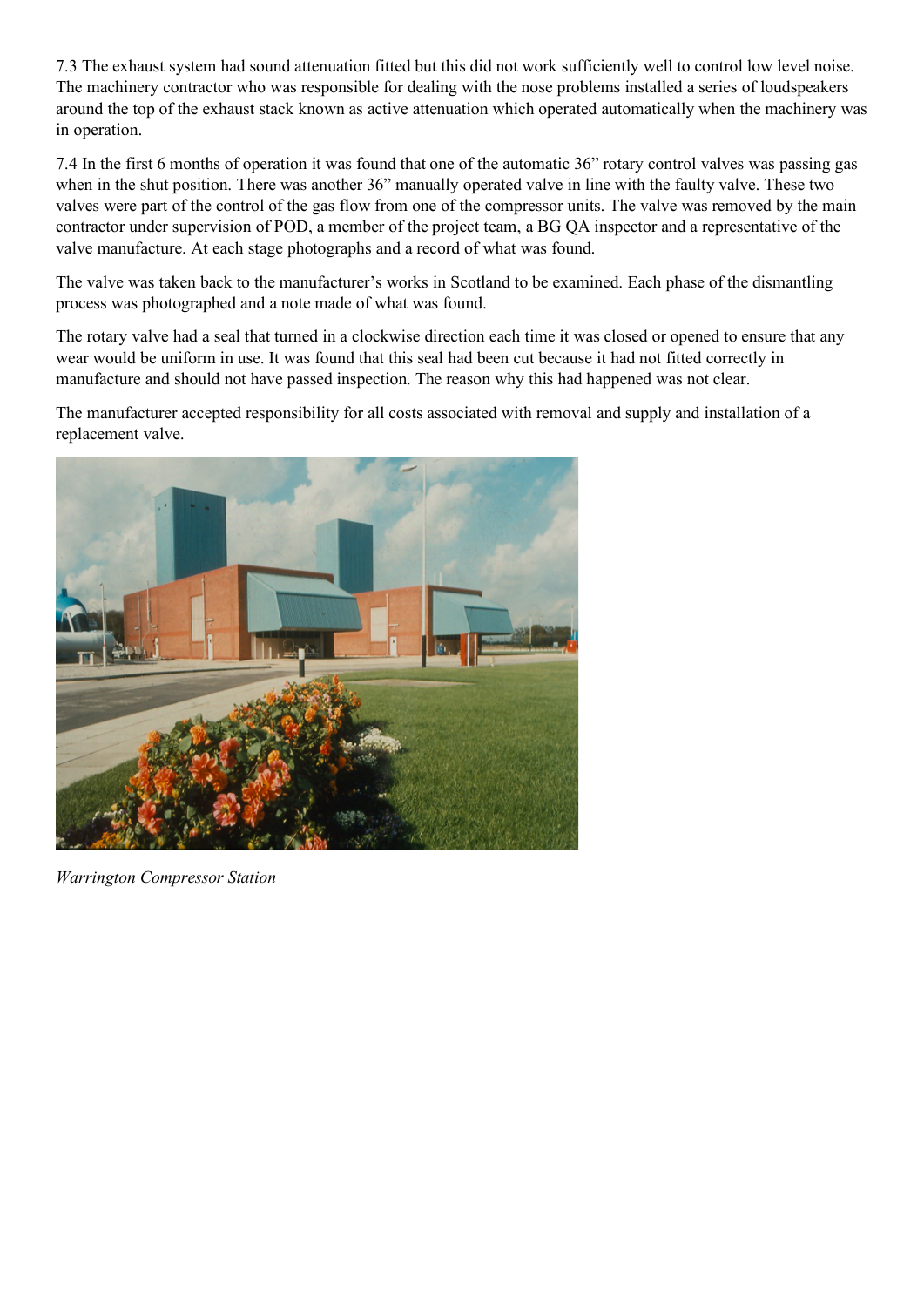7.3 The exhaust system had sound attenuation fitted but this did not work sufficiently well to control low level noise. The machinery contractor who was responsible for dealing with the nose problems installed a series of loudspeakers around the top of the exhaust stack known as active attenuation which operated automatically when the machinery was in operation.

7.4 In the first 6 months of operation it was found that one of the automatic 36" rotary control valves was passing gas when in the shut position. There was another 36" manually operated valve in line with the faulty valve. These two valves were part of the control of the gas flow from one of the compressor units. The valve was removed by the main contractor under supervision of POD, a member of the project team, a BG QA inspector and a representative of the valve manufacture. At each stage photographs and a record of what was found.

The valve was taken back to the manufacturer's works in Scotland to be examined. Each phase of the dismantling process was photographed and a note made of what was found.

The rotary valve had a seal that turned in a clockwise direction each time it was closed or opened to ensure that any wear would be uniform in use. It was found that this seal had been cut because it had not fitted correctly in manufacture and should not have passed inspection. The reason why this had happened was not clear.

The manufacturer accepted responsibility for all costs associated with removal and supply and installation of a replacement valve.

*Warrington Compressor Station*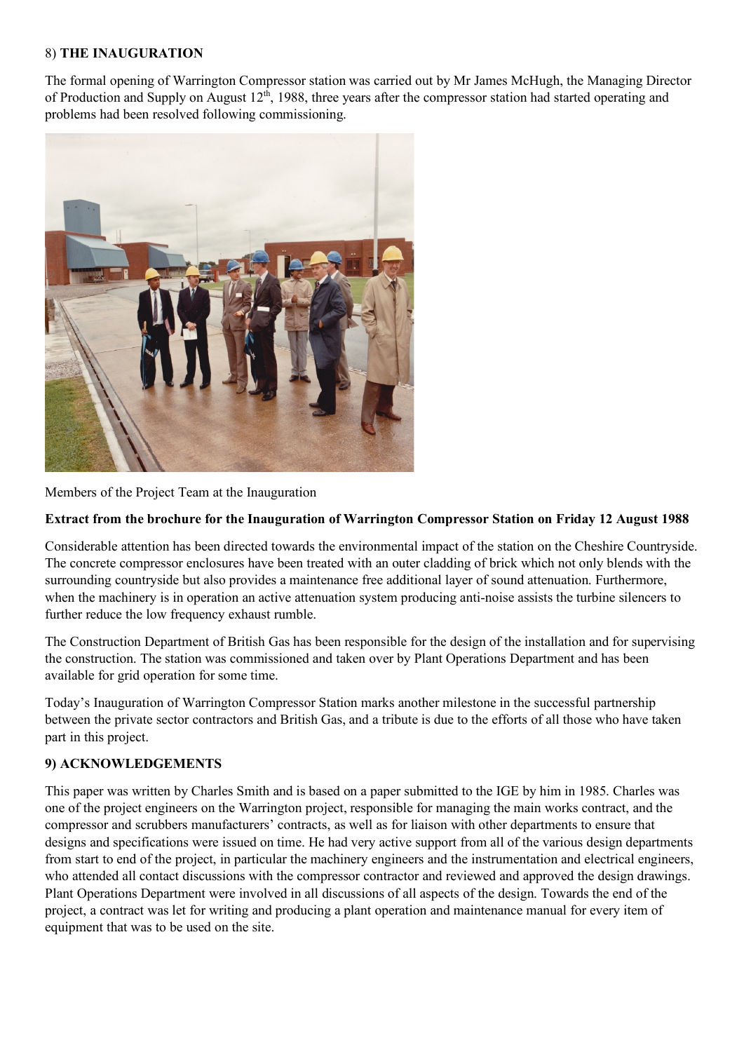## 8) THE INAUGURATION

The formal opening of Warrington Compressor station was carried out by Mr James McHugh, the Managing Director of Production and Supply on August 12th, 1988, three years after the compressor station had started operating and problems had been resolved following commissioning.

Members of the Project Team at the Inauguration

**Extract from the brochure for the Inauguration of Warrington Compressor Station on Friday 12 August 1988**

Considerable attention has been directed towards the environmental impact of the station on the Cheshire Countryside. The concrete compressor enclosures have been treated with an outer cladding of brick which not only blends with the surrounding countryside but also provides a maintenance free additional layer of sound attenuation. Furthermore, when the machinery is in operation an active attenuation system producing anti-noise assists the turbine silencers to further reduce the low frequency exhaust rumble.

The Construction Department of British Gas has been responsible for the design of the installation and for supervising the construction. The station was commissioned and taken over by Plant Operations Department and has been available for grid operation for some time.

Today's Inauguration of Warrington Compressor Station marks another milestone in the successful partnership between the private sector contractors and British Gas, and a tribute is due to the efforts of all those who have taken part in this project.

## 9) ACKNOWLEDGEMENTS

This paper was written by Charles Smith and is based on a paper submitted to the IGE by him in 1985. Charles was one of the project engineers on the Warrington project, responsible for managing the main works contract, and the compressor and scrubbers manufacturers' contracts, as well as for liaison with other departments to ensure that designs and specifications were issued on time. He had very active support from all of the various design departments from start to end of the project, in particular the machinery engineers and the instrumentation and electrical engineers, who attended all contact discussions with the compressor contractor and reviewed and approved the design drawings. Plant Operations Department were involved in all discussions of all aspects of the design. Towards the end of the project, a contract was let for writing and producing a plant operation and maintenance manual for every item of equipment that was to be used on the site.